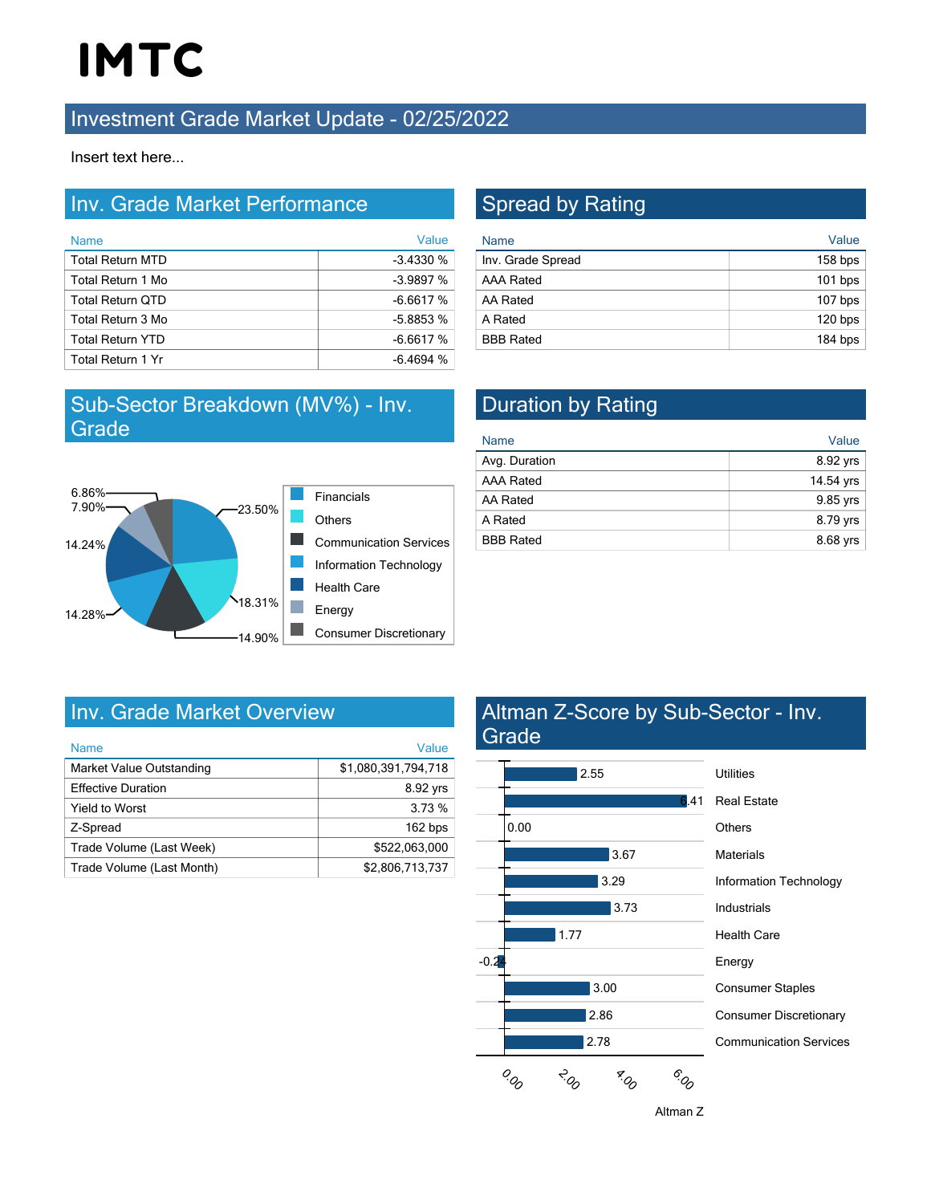IMTC

# Investment Grade Market Update - 02/25/2022

Insert text here...

## Inv. Grade Market Performance

| Name | Value |
|---|---|
| Total Return MTD | -3.4330 % |
| Total Return 1 Mo | -3.9897 % |
| Total Return QTD | -6.6617 % |
| Total Return 3 Mo | -5.8853 % |
| Total Return YTD | -6.6617 % |
| Total Return 1 Yr | -6.4694 % |

## Spread by Rating

| Name | Value |
|---|---|
| Inv. Grade Spread | 158 bps |
| AAA Rated | 101 bps |
| AA Rated | 107 bps |
| A Rated | 120 bps |
| BBB Rated | 184 bps |

## Sub-Sector Breakdown (MV%) - Inv. Grade

| Sub-Sector | MV% |
|---|---|
| Financials | 23.50% |
| Others | 18.31% |
| Communication Services | 14.90% |
| Information Technology | 14.28% |
| Health Care | 14.24% |
| Energy | 7.90% |
| Consumer Discretionary | 6.86% |

## Duration by Rating

| Name | Value |
|---|---|
| Avg. Duration | 8.92 yrs |
| AAA Rated | 14.54 yrs |
| AA Rated | 9.85 yrs |
| A Rated | 8.79 yrs |
| BBB Rated | 8.68 yrs |

## Inv. Grade Market Overview

| Name | Value |
|---|---|
| Market Value Outstanding | $1,080,391,794,718 |
| Effective Duration | 8.92 yrs |
| Yield to Worst | 3.73 % |
| Z-Spread | 162 bps |
| Trade Volume (Last Week) | $522,063,000 |
| Trade Volume (Last Month) | $2,806,713,737 |

## Altman Z-Score by Sub-Sector - Inv. Grade

| Sub-Sector | Altman Z |
|---|---|
| Utilities | 2.55 |
| Real Estate | 6.41 |
| Others | 0.00 |
| Materials | 3.67 |
| Information Technology | 3.29 |
| Industrials | 3.73 |
| Health Care | 1.77 |
| Energy | -0.24 |
| Consumer Staples | 3.00 |
| Consumer Discretionary | 2.86 |
| Communication Services | 2.78 |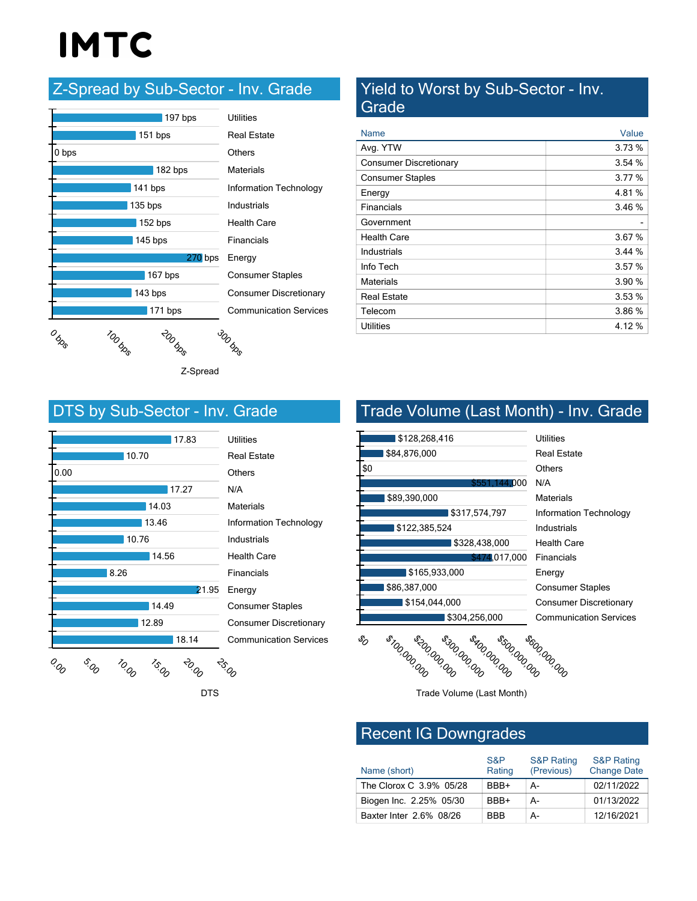# IMTC

## Z-Spread by Sub-Sector - Inv. Grade

| Sub-Sector | Z-Spread |
| --- | --- |
| Utilities | 197 bps |
| Real Estate | 151 bps |
| Others | 0 bps |
| Materials | 182 bps |
| Information Technology | 141 bps |
| Industrials | 135 bps |
| Health Care | 152 bps |
| Financials | 145 bps |
| Energy | 270 bps |
| Consumer Staples | 167 bps |
| Consumer Discretionary | 143 bps |
| Communication Services | 171 bps |

## Yield to Worst by Sub-Sector - Inv. Grade

| Name | Value |
| --- | --- |
| Avg. YTW | 3.73 % |
| Consumer Discretionary | 3.54 % |
| Consumer Staples | 3.77 % |
| Energy | 4.81 % |
| Financials | 3.46 % |
| Government | - |
| Health Care | 3.67 % |
| Industrials | 3.44 % |
| Info Tech | 3.57 % |
| Materials | 3.90 % |
| Real Estate | 3.53 % |
| Telecom | 3.86 % |
| Utilities | 4.12 % |

## DTS by Sub-Sector - Inv. Grade

| Sub-Sector | DTS |
| --- | --- |
| Utilities | 17.83 |
| Real Estate | 10.70 |
| Others | 0.00 |
| N/A | 17.27 |
| Materials | 14.03 |
| Information Technology | 13.46 |
| Industrials | 10.76 |
| Health Care | 14.56 |
| Financials | 8.26 |
| Energy | 21.95 |
| Consumer Staples | 14.49 |
| Consumer Discretionary | 12.89 |
| Communication Services | 18.14 |

## Trade Volume (Last Month) - Inv. Grade

| Sub-Sector | Trade Volume (Last Month) |
| --- | --- |
| Utilities | $128,268,416 |
| Real Estate | $84,876,000 |
| Others | $0 |
| N/A | $551,144,000 |
| Materials | $89,390,000 |
| Information Technology | $317,574,797 |
| Industrials | $122,385,524 |
| Health Care | $328,438,000 |
| Financials | $474,017,000 |
| Energy | $165,933,000 |
| Consumer Staples | $86,387,000 |
| Consumer Discretionary | $154,044,000 |
| Communication Services | $304,256,000 |

## Recent IG Downgrades

| Name (short) | S&P Rating | S&P Rating (Previous) | S&P Rating Change Date |
| --- | --- | --- | --- |
| The Clorox C 3.9% 05/28 | BBB+ | A- | 02/11/2022 |
| Biogen Inc. 2.25% 05/30 | BBB+ | A- | 01/13/2022 |
| Baxter Inter 2.6% 08/26 | BBB | A- | 12/16/2021 |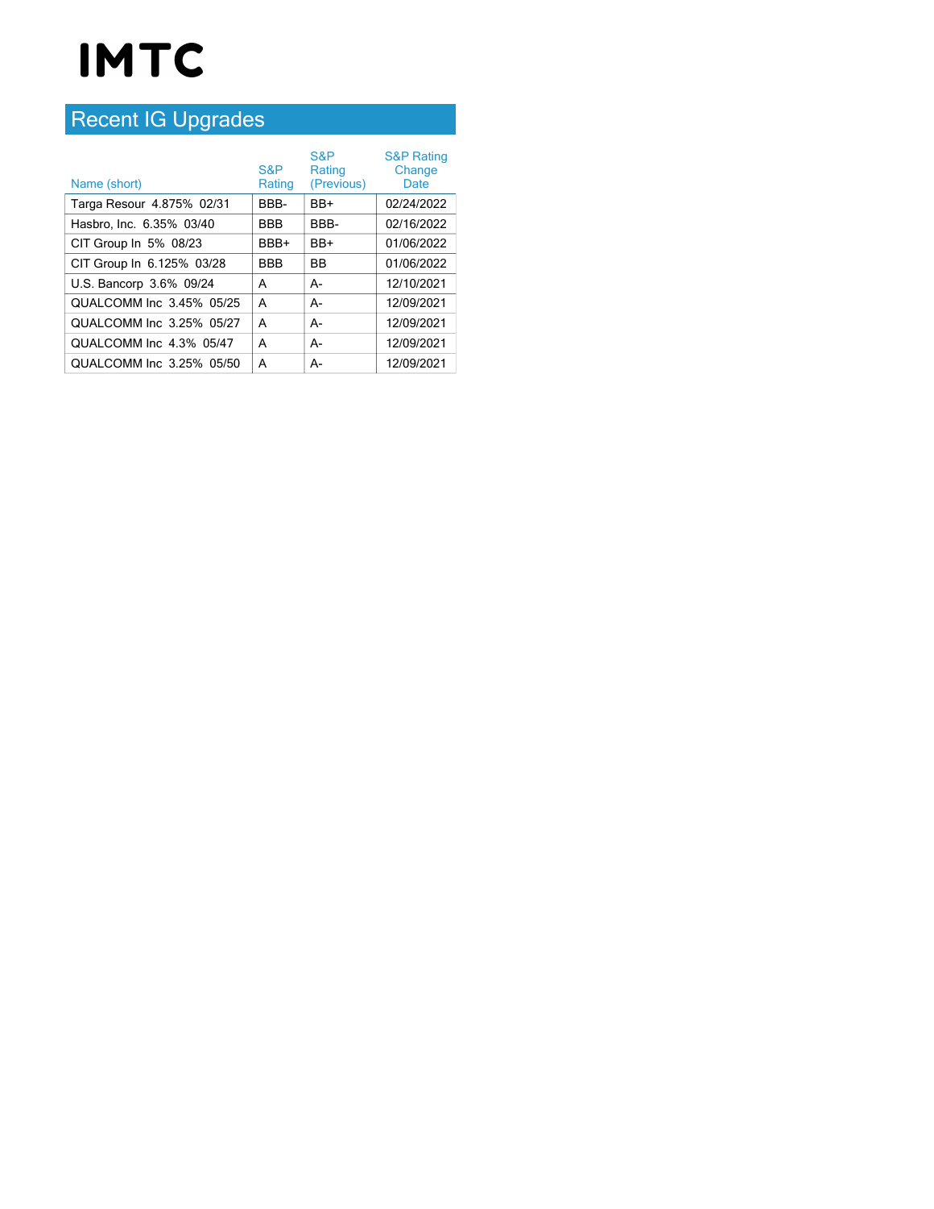IMTC

## Recent IG Upgrades

| Name (short) | S&P Rating | S&P Rating (Previous) | S&P Rating Change Date |
|---|---|---|---|
| Targa Resour 4.875% 02/31 | BBB- | BB+ | 02/24/2022 |
| Hasbro, Inc. 6.35% 03/40 | BBB | BBB- | 02/16/2022 |
| CIT Group In 5% 08/23 | BBB+ | BB+ | 01/06/2022 |
| CIT Group In 6.125% 03/28 | BBB | BB | 01/06/2022 |
| U.S. Bancorp 3.6% 09/24 | A | A- | 12/10/2021 |
| QUALCOMM Inc 3.45% 05/25 | A | A- | 12/09/2021 |
| QUALCOMM Inc 3.25% 05/27 | A | A- | 12/09/2021 |
| QUALCOMM Inc 4.3% 05/47 | A | A- | 12/09/2021 |
| QUALCOMM Inc 3.25% 05/50 | A | A- | 12/09/2021 |